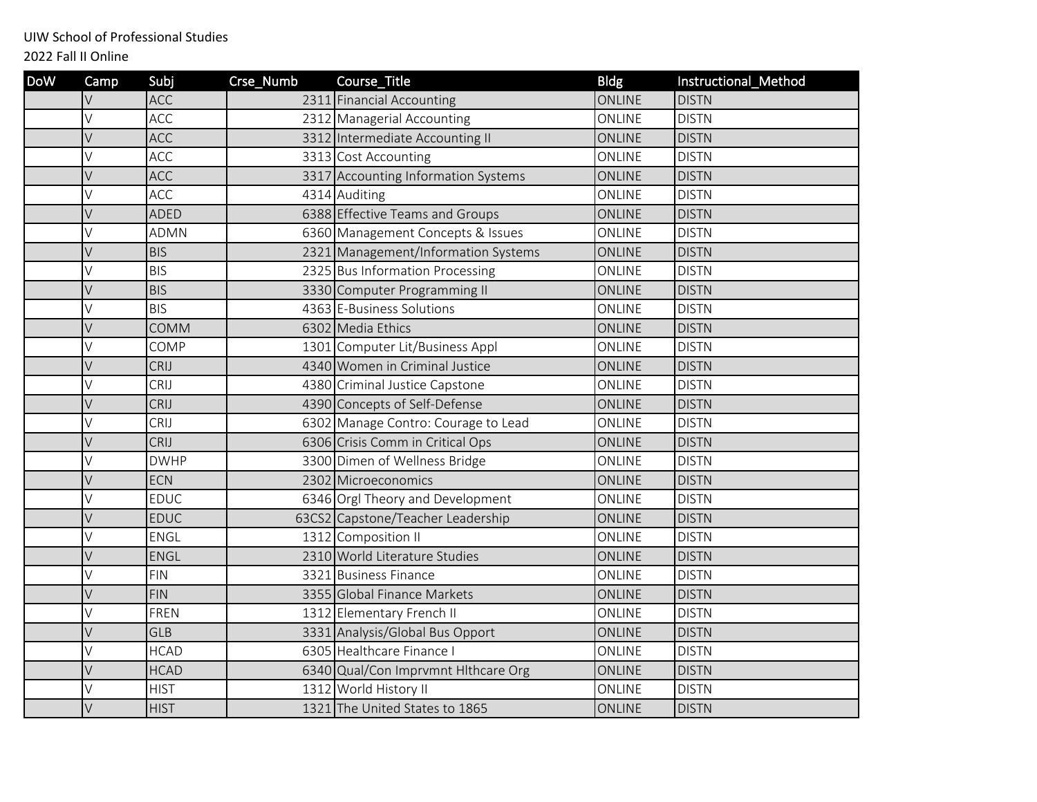UIW School of Professional Studies

2022 Fall II Online

| DoW | Camp | Subj | Crse_Numb | Course_Title | Bldg | Instructional_Method |
|---|---|---|---|---|---|---|
| | V | ACC | 2311 | Financial Accounting | ONLINE | DISTN |
| | V | ACC | 2312 | Managerial Accounting | ONLINE | DISTN |
| | V | ACC | 3312 | Intermediate Accounting II | ONLINE | DISTN |
| | V | ACC | 3313 | Cost Accounting | ONLINE | DISTN |
| | V | ACC | 3317 | Accounting Information Systems | ONLINE | DISTN |
| | V | ACC | 4314 | Auditing | ONLINE | DISTN |
| | V | ADED | 6388 | Effective Teams and Groups | ONLINE | DISTN |
| | V | ADMN | 6360 | Management Concepts & Issues | ONLINE | DISTN |
| | V | BIS | 2321 | Management/Information Systems | ONLINE | DISTN |
| | V | BIS | 2325 | Bus Information Processing | ONLINE | DISTN |
| | V | BIS | 3330 | Computer Programming II | ONLINE | DISTN |
| | V | BIS | 4363 | E-Business Solutions | ONLINE | DISTN |
| | V | COMM | 6302 | Media Ethics | ONLINE | DISTN |
| | V | COMP | 1301 | Computer Lit/Business Appl | ONLINE | DISTN |
| | V | CRIJ | 4340 | Women in Criminal Justice | ONLINE | DISTN |
| | V | CRIJ | 4380 | Criminal Justice Capstone | ONLINE | DISTN |
| | V | CRIJ | 4390 | Concepts of Self-Defense | ONLINE | DISTN |
| | V | CRIJ | 6302 | Manage Contro: Courage to Lead | ONLINE | DISTN |
| | V | CRIJ | 6306 | Crisis Comm in Critical Ops | ONLINE | DISTN |
| | V | DWHP | 3300 | Dimen of Wellness Bridge | ONLINE | DISTN |
| | V | ECN | 2302 | Microeconomics | ONLINE | DISTN |
| | V | EDUC | 6346 | Orgl Theory and Development | ONLINE | DISTN |
| | V | EDUC | 63CS2 | Capstone/Teacher Leadership | ONLINE | DISTN |
| | V | ENGL | 1312 | Composition II | ONLINE | DISTN |
| | V | ENGL | 2310 | World Literature Studies | ONLINE | DISTN |
| | V | FIN | 3321 | Business Finance | ONLINE | DISTN |
| | V | FIN | 3355 | Global Finance Markets | ONLINE | DISTN |
| | V | FREN | 1312 | Elementary French II | ONLINE | DISTN |
| | V | GLB | 3331 | Analysis/Global Bus Opport | ONLINE | DISTN |
| | V | HCAD | 6305 | Healthcare Finance I | ONLINE | DISTN |
| | V | HCAD | 6340 | Qual/Con Imprvmnt Hlthcare Org | ONLINE | DISTN |
| | V | HIST | 1312 | World History II | ONLINE | DISTN |
| | V | HIST | 1321 | The United States to 1865 | ONLINE | DISTN |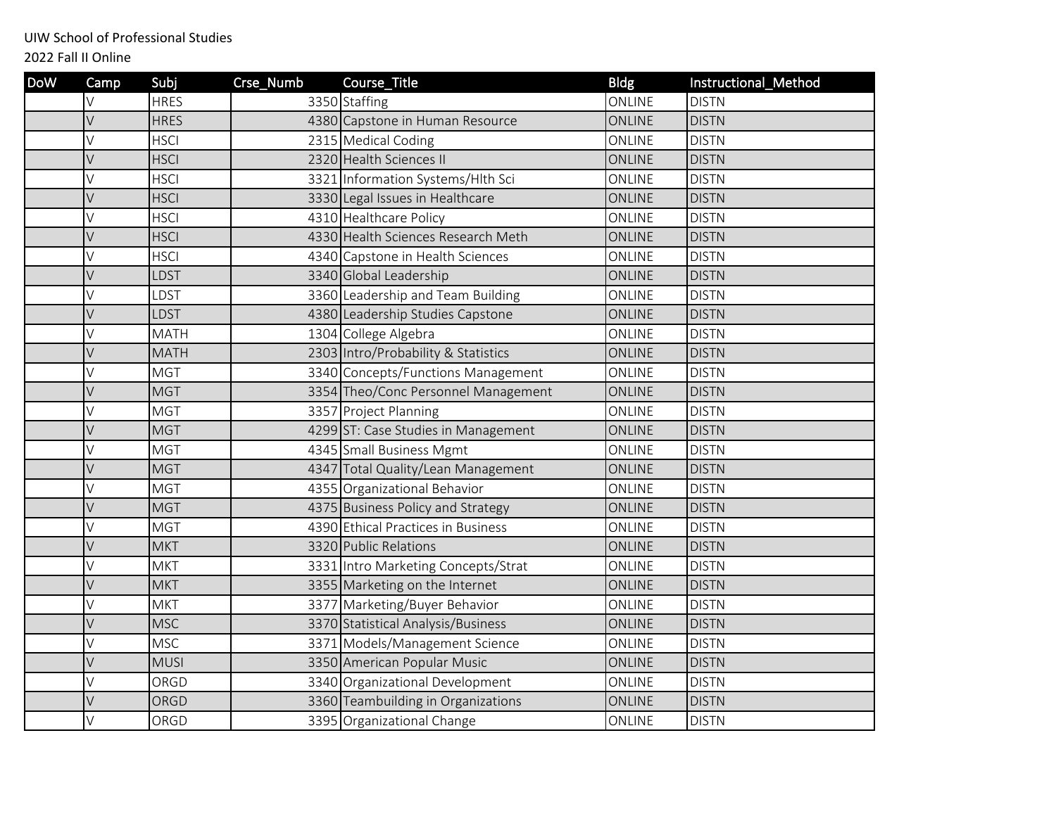UIW School of Professional Studies
2022 Fall II Online

| DoW | Camp | Subj | Crse_Numb | Course_Title | Bldg | Instructional_Method |
|---|---|---|---|---|---|---|
| | V | HRES | 3350 | Staffing | ONLINE | DISTN |
| | V | HRES | 4380 | Capstone in Human Resource | ONLINE | DISTN |
| | V | HSCI | 2315 | Medical Coding | ONLINE | DISTN |
| | V | HSCI | 2320 | Health Sciences II | ONLINE | DISTN |
| | V | HSCI | 3321 | Information Systems/Hlth Sci | ONLINE | DISTN |
| | V | HSCI | 3330 | Legal Issues in Healthcare | ONLINE | DISTN |
| | V | HSCI | 4310 | Healthcare Policy | ONLINE | DISTN |
| | V | HSCI | 4330 | Health Sciences Research Meth | ONLINE | DISTN |
| | V | HSCI | 4340 | Capstone in Health Sciences | ONLINE | DISTN |
| | V | LDST | 3340 | Global Leadership | ONLINE | DISTN |
| | V | LDST | 3360 | Leadership and Team Building | ONLINE | DISTN |
| | V | LDST | 4380 | Leadership Studies Capstone | ONLINE | DISTN |
| | V | MATH | 1304 | College Algebra | ONLINE | DISTN |
| | V | MATH | 2303 | Intro/Probability & Statistics | ONLINE | DISTN |
| | V | MGT | 3340 | Concepts/Functions Management | ONLINE | DISTN |
| | V | MGT | 3354 | Theo/Conc Personnel Management | ONLINE | DISTN |
| | V | MGT | 3357 | Project Planning | ONLINE | DISTN |
| | V | MGT | 4299 | ST: Case Studies in Management | ONLINE | DISTN |
| | V | MGT | 4345 | Small Business Mgmt | ONLINE | DISTN |
| | V | MGT | 4347 | Total Quality/Lean Management | ONLINE | DISTN |
| | V | MGT | 4355 | Organizational Behavior | ONLINE | DISTN |
| | V | MGT | 4375 | Business Policy and Strategy | ONLINE | DISTN |
| | V | MGT | 4390 | Ethical Practices in Business | ONLINE | DISTN |
| | V | MKT | 3320 | Public Relations | ONLINE | DISTN |
| | V | MKT | 3331 | Intro Marketing Concepts/Strat | ONLINE | DISTN |
| | V | MKT | 3355 | Marketing on the Internet | ONLINE | DISTN |
| | V | MKT | 3377 | Marketing/Buyer Behavior | ONLINE | DISTN |
| | V | MSC | 3370 | Statistical Analysis/Business | ONLINE | DISTN |
| | V | MSC | 3371 | Models/Management Science | ONLINE | DISTN |
| | V | MUSI | 3350 | American Popular Music | ONLINE | DISTN |
| | V | ORGD | 3340 | Organizational Development | ONLINE | DISTN |
| | V | ORGD | 3360 | Teambuilding in Organizations | ONLINE | DISTN |
| | V | ORGD | 3395 | Organizational Change | ONLINE | DISTN |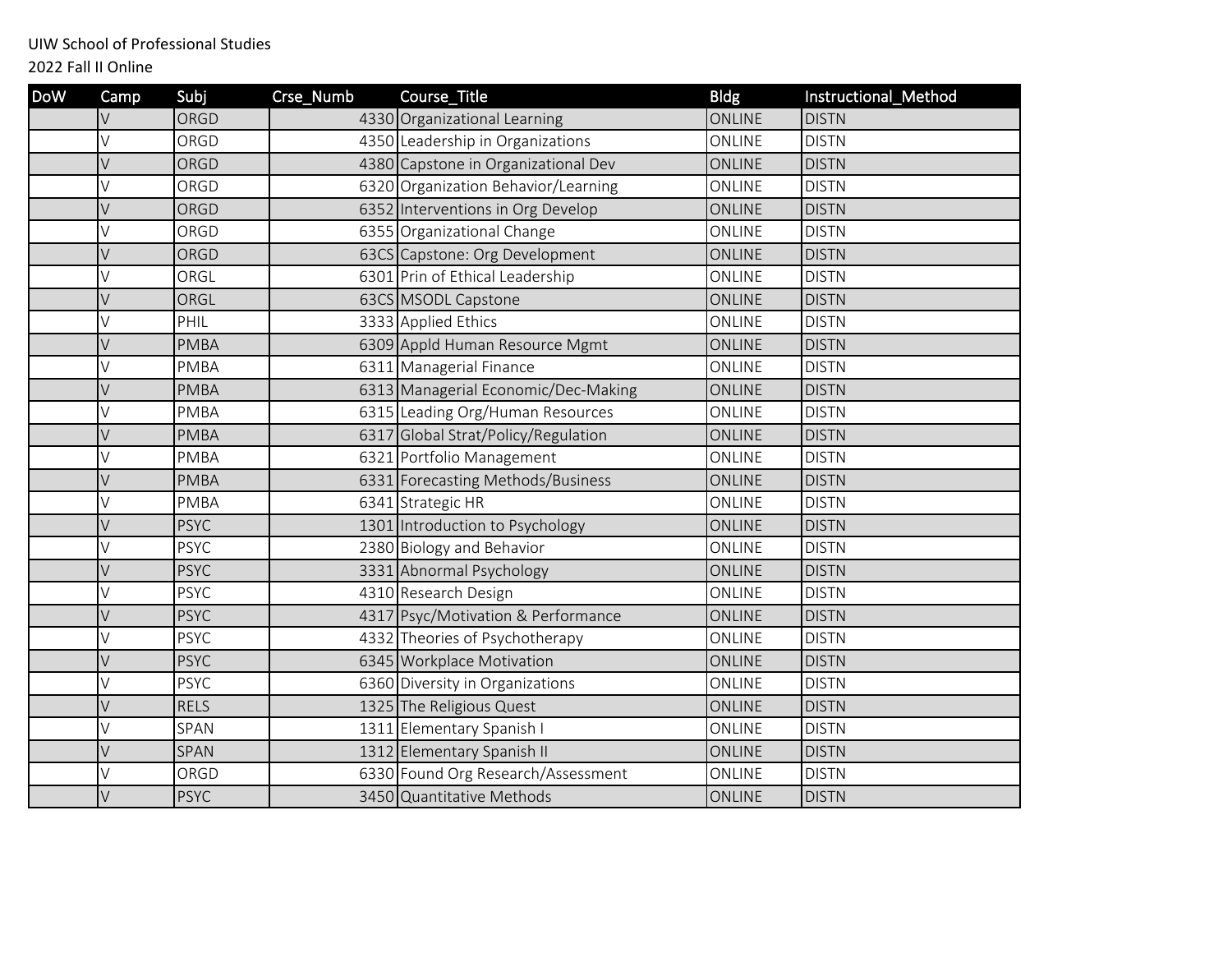UIW School of Professional Studies

2022 Fall II Online

| DoW | Camp | Subj | Crse_Numb | Course_Title | Bldg | Instructional_Method |
|---|---|---|---|---|---|---|
| | V | ORGD | 4330 | Organizational Learning | ONLINE | DISTN |
| | V | ORGD | 4350 | Leadership in Organizations | ONLINE | DISTN |
| | V | ORGD | 4380 | Capstone in Organizational Dev | ONLINE | DISTN |
| | V | ORGD | 6320 | Organization Behavior/Learning | ONLINE | DISTN |
| | V | ORGD | 6352 | Interventions in Org Develop | ONLINE | DISTN |
| | V | ORGD | 6355 | Organizational Change | ONLINE | DISTN |
| | V | ORGD | 63CS | Capstone: Org Development | ONLINE | DISTN |
| | V | ORGL | 6301 | Prin of Ethical Leadership | ONLINE | DISTN |
| | V | ORGL | 63CS | MSODL Capstone | ONLINE | DISTN |
| | V | PHIL | 3333 | Applied Ethics | ONLINE | DISTN |
| | V | PMBA | 6309 | Appld Human Resource Mgmt | ONLINE | DISTN |
| | V | PMBA | 6311 | Managerial Finance | ONLINE | DISTN |
| | V | PMBA | 6313 | Managerial Economic/Dec-Making | ONLINE | DISTN |
| | V | PMBA | 6315 | Leading Org/Human Resources | ONLINE | DISTN |
| | V | PMBA | 6317 | Global Strat/Policy/Regulation | ONLINE | DISTN |
| | V | PMBA | 6321 | Portfolio Management | ONLINE | DISTN |
| | V | PMBA | 6331 | Forecasting Methods/Business | ONLINE | DISTN |
| | V | PMBA | 6341 | Strategic HR | ONLINE | DISTN |
| | V | PSYC | 1301 | Introduction to Psychology | ONLINE | DISTN |
| | V | PSYC | 2380 | Biology and Behavior | ONLINE | DISTN |
| | V | PSYC | 3331 | Abnormal Psychology | ONLINE | DISTN |
| | V | PSYC | 4310 | Research Design | ONLINE | DISTN |
| | V | PSYC | 4317 | Psyc/Motivation & Performance | ONLINE | DISTN |
| | V | PSYC | 4332 | Theories of Psychotherapy | ONLINE | DISTN |
| | V | PSYC | 6345 | Workplace Motivation | ONLINE | DISTN |
| | V | PSYC | 6360 | Diversity in Organizations | ONLINE | DISTN |
| | V | RELS | 1325 | The Religious Quest | ONLINE | DISTN |
| | V | SPAN | 1311 | Elementary Spanish I | ONLINE | DISTN |
| | V | SPAN | 1312 | Elementary Spanish II | ONLINE | DISTN |
| | V | ORGD | 6330 | Found Org Research/Assessment | ONLINE | DISTN |
| | V | PSYC | 3450 | Quantitative Methods | ONLINE | DISTN |